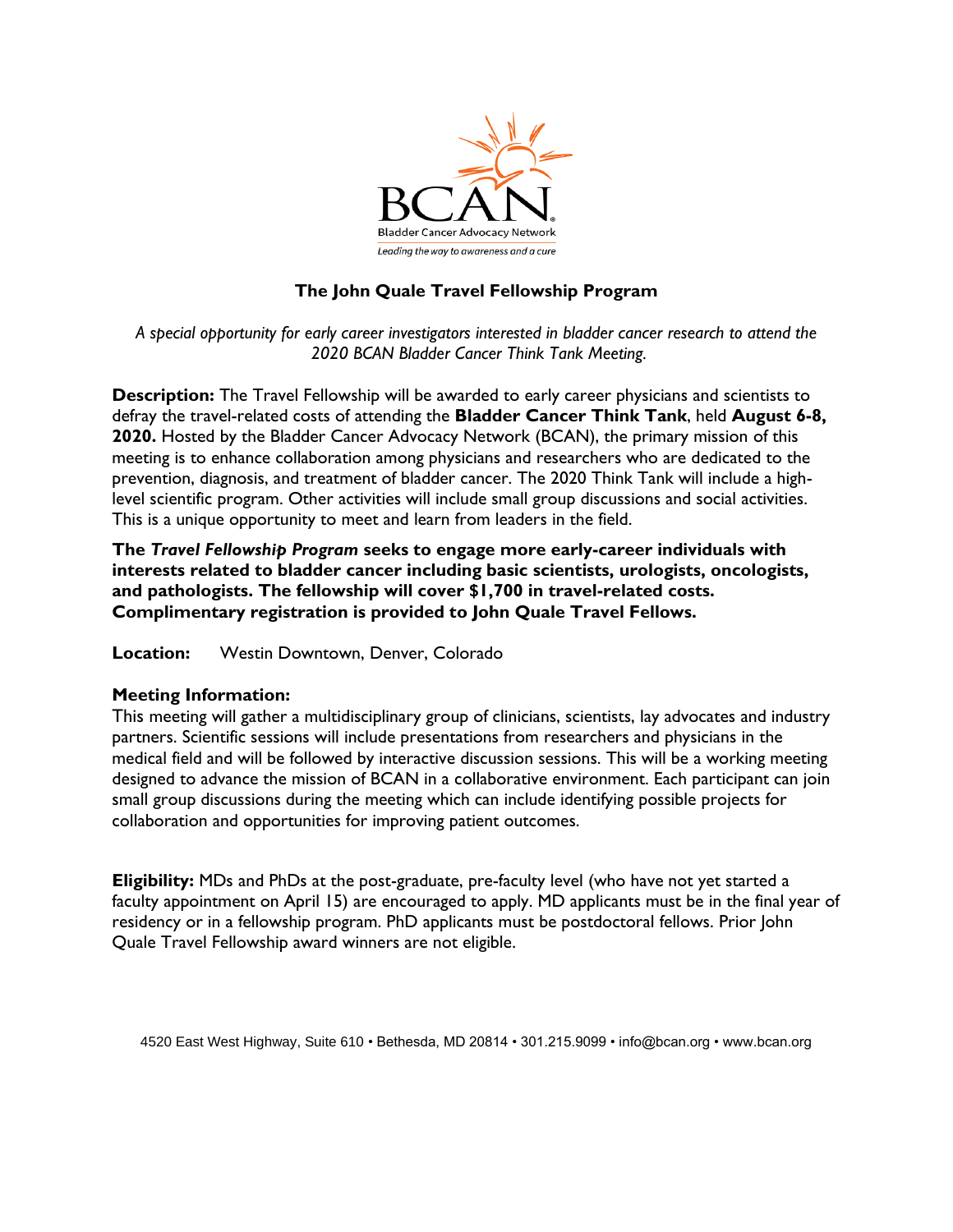BCAN

Bladder Cancer Advocacy Network

*Leading the way to awareness and a cure*

# The John Quale Travel Fellowship Program

*A special opportunity for early career investigators interested in bladder cancer research to attend the 2020 BCAN Bladder Cancer Think Tank Meeting.*

**Description:** The Travel Fellowship will be awarded to early career physicians and scientists to defray the travel-related costs of attending the **Bladder Cancer Think Tank**, held **August 6-8, 2020.** Hosted by the Bladder Cancer Advocacy Network (BCAN), the primary mission of this meeting is to enhance collaboration among physicians and researchers who are dedicated to the prevention, diagnosis, and treatment of bladder cancer. The 2020 Think Tank will include a high-level scientific program. Other activities will include small group discussions and social activities. This is a unique opportunity to meet and learn from leaders in the field.

**The *Travel Fellowship Program* seeks to engage more early-career individuals with interests related to bladder cancer including basic scientists, urologists, oncologists, and pathologists. The fellowship will cover $1,700 in travel-related costs. Complimentary registration is provided to John Quale Travel Fellows.**

**Location:** Westin Downtown, Denver, Colorado

**Meeting Information:**
This meeting will gather a multidisciplinary group of clinicians, scientists, lay advocates and industry partners. Scientific sessions will include presentations from researchers and physicians in the medical field and will be followed by interactive discussion sessions. This will be a working meeting designed to advance the mission of BCAN in a collaborative environment. Each participant can join small group discussions during the meeting which can include identifying possible projects for collaboration and opportunities for improving patient outcomes.

**Eligibility:** MDs and PhDs at the post-graduate, pre-faculty level (who have not yet started a faculty appointment on April 15) are encouraged to apply. MD applicants must be in the final year of residency or in a fellowship program. PhD applicants must be postdoctoral fellows. Prior John Quale Travel Fellowship award winners are not eligible.

4520 East West Highway, Suite 610 • Bethesda, MD 20814 • 301.215.9099 • info@bcan.org • www.bcan.org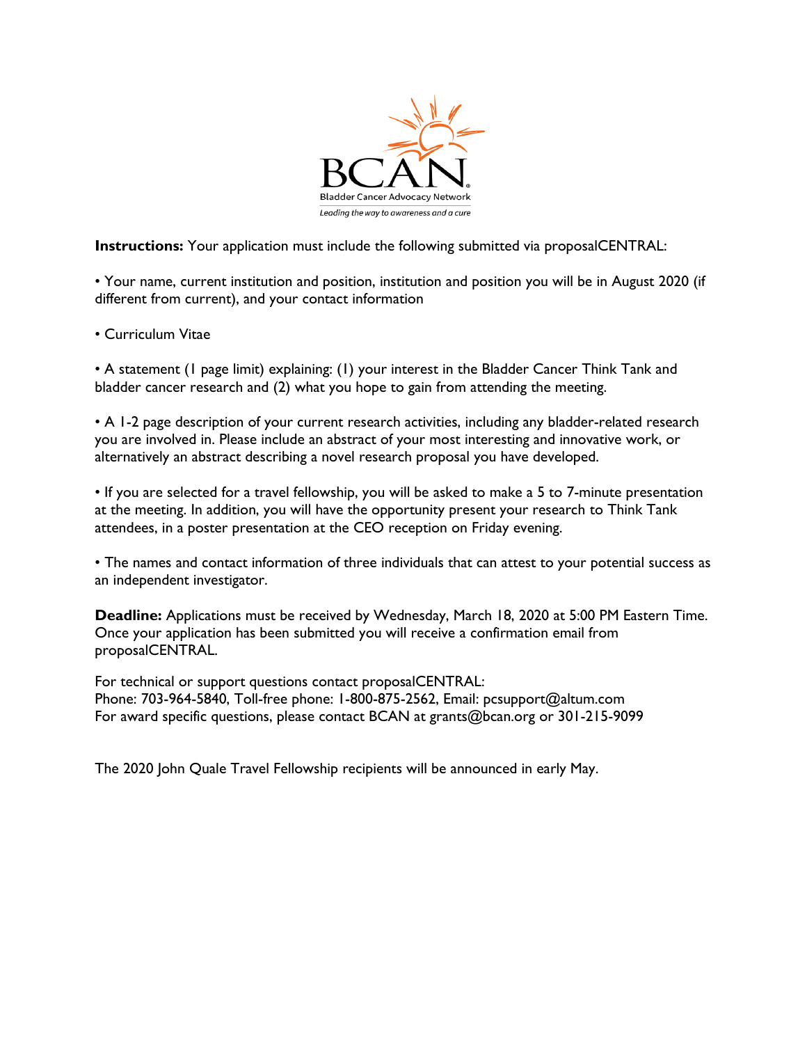**Instructions:** Your application must include the following submitted via proposalCENTRAL:

• Your name, current institution and position, institution and position you will be in August 2020 (if different from current), and your contact information

• Curriculum Vitae

• A statement (1 page limit) explaining: (1) your interest in the Bladder Cancer Think Tank and bladder cancer research and (2) what you hope to gain from attending the meeting.

• A 1-2 page description of your current research activities, including any bladder-related research you are involved in. Please include an abstract of your most interesting and innovative work, or alternatively an abstract describing a novel research proposal you have developed.

• If you are selected for a travel fellowship, you will be asked to make a 5 to 7-minute presentation at the meeting. In addition, you will have the opportunity present your research to Think Tank attendees, in a poster presentation at the CEO reception on Friday evening.

• The names and contact information of three individuals that can attest to your potential success as an independent investigator.

**Deadline:** Applications must be received by Wednesday, March 18, 2020 at 5:00 PM Eastern Time. Once your application has been submitted you will receive a confirmation email from proposalCENTRAL.

For technical or support questions contact proposalCENTRAL:
Phone: 703-964-5840, Toll-free phone: 1-800-875-2562, Email: pcsupport@altum.com
For award specific questions, please contact BCAN at grants@bcan.org or 301-215-9099

The 2020 John Quale Travel Fellowship recipients will be announced in early May.